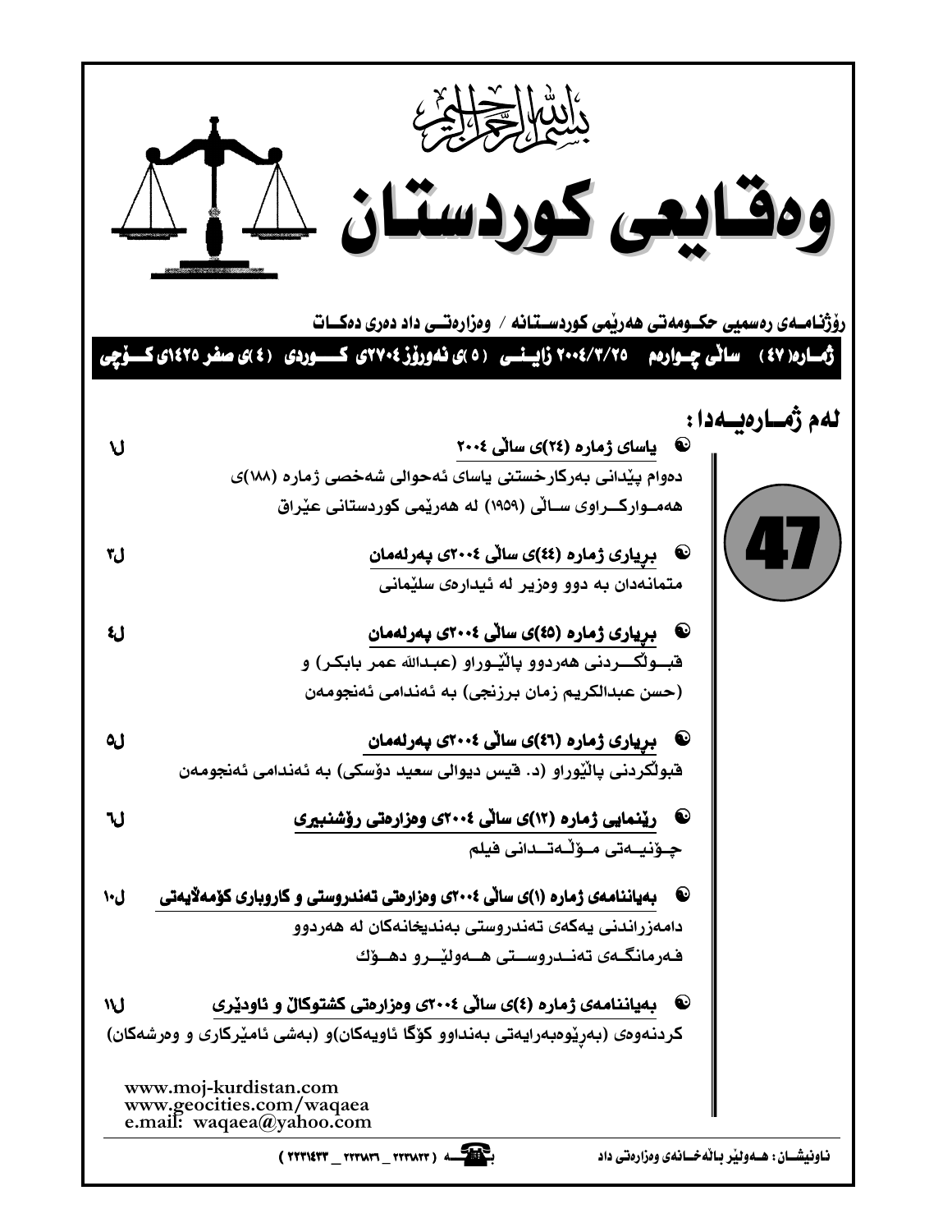بسم الله الرحمن الرحيم

# وەقايعی كوردستان

**رۆژنامەی رەسميی حكومەتی هەرێمی كوردستانە / وەزارەتی داد دەری دەكات**

**ژمارە(٤٧) ساڵی چوارەم ٢٠٠٤/٣/٢٥ زاينی (٥)ی نەورۆز ٢٧٠٤ی كوردی (٤)ی صفر ١٤٢٥ی كۆچی**

## لەم ژمارەيەدا :

47

- **ياسای ژمارە (٢٤)ی ساڵی ٢٠٠٤** — ل١
  دەوام پێدانی بەركارخستنی ياسای ئەحوالی شەخصی ژمارە (١٨٨)ی هەمواركراوی ساڵی (١٩٥٩) لە هەرێمی كوردستانی عێراق

- **بڕياری ژمارە (٤٤)ی ساڵی ٢٠٠٤ی پەرلەمان** — ل٣
  متمانەدان بە دوو وەزير لە ئيدارەی سلێمانی

- **بڕياری ژمارە (٤٥)ی ساڵی ٢٠٠٤ی پەرلەمان** — ل٤
  قبوڵكردنی هەردوو پاڵێوراو (عبدالله عمر بابكر) و (حسن عبدالكريم زمان برزنجی) بە ئەندامی ئەنجومەن

- **بڕياری ژمارە (٤٦)ی ساڵی ٢٠٠٤ی پەرلەمان** — ل٥
  قبوڵكردنی پاڵێوراو (د. قيس ديوالی سعيد دۆسكی) بە ئەندامی ئەنجومەن

- **ڕێنمايی ژمارە (١٢)ی ساڵی ٢٠٠٤ی وەزارەتی رۆشنبيری** — ل٦
  چۆنيەتی مۆڵەتدانی فيلم

- **بەياننامەی ژمارە (١)ی ساڵی ٢٠٠٤ی وەزارەتی تەندروستی و كاروباری كۆمەڵايەتی** — ل١٠
  دامەزراندنی يەكەی تەندروستی بەنديخانەكان لە هەردوو فەرمانگەی تەندروستی هەولێرو دهۆك

- **بەياننامەی ژمارە (٤)ی ساڵی ٢٠٠٤ی وەزارەتی كشتوكاڵ و ئاودێری** — ل١١
  كردنەوەی (بەڕێوەبەرايەتی بەنداوو كۆگا ئاويەكان)و (بەشی ئامێركاری و وەرشەكان)

www.moj-kurdistan.com
www.geocities.com/waqaea
e.mail: waqaea@yahoo.com

ناونيشان: هەولێر باڵەخانەی وەزارەتی داد

بە☎ـە ( ٢٢٢٣٨٢٢ _ ٢٢٢٣٨٣٦ _ ٢٢٣١٤٣٣ )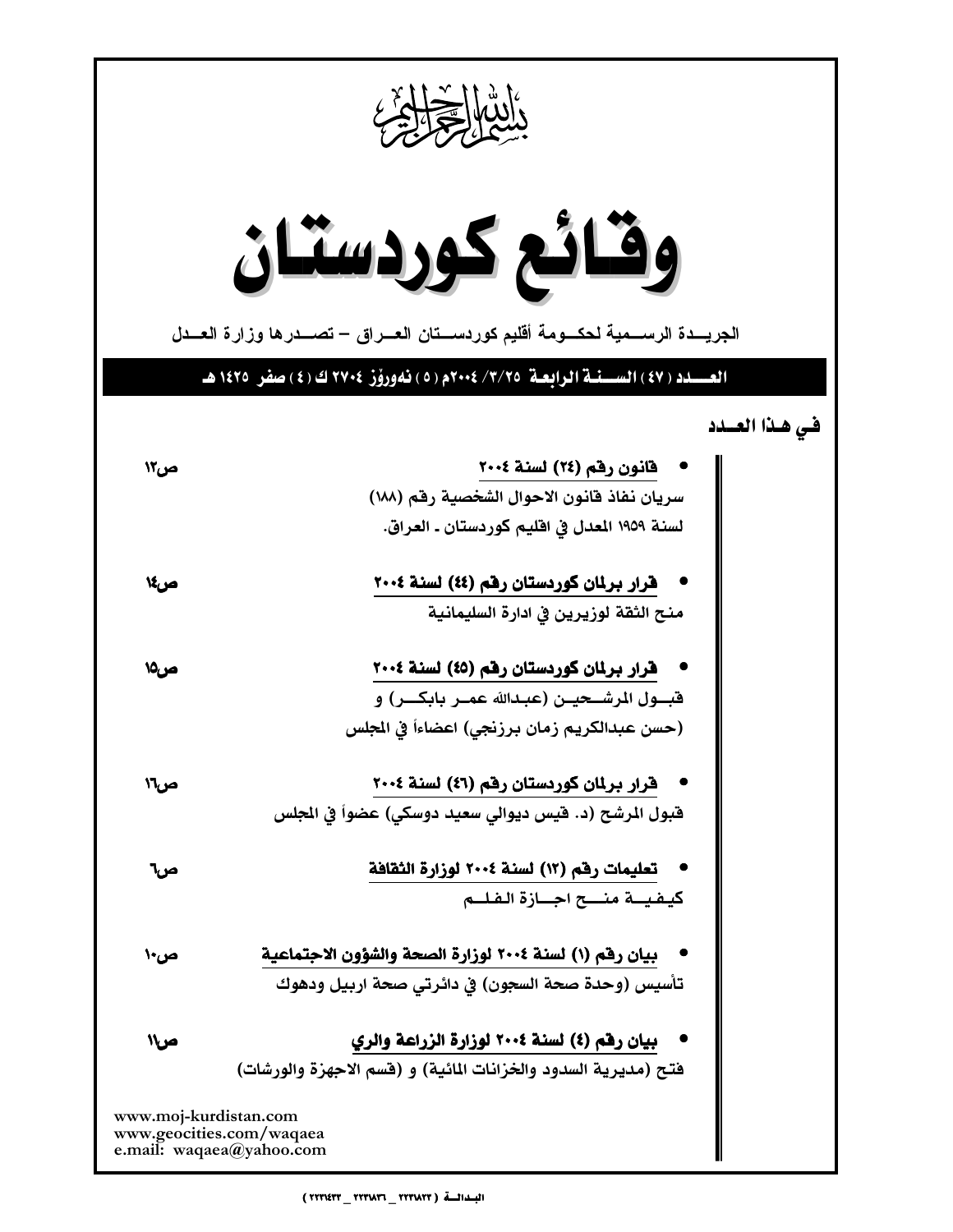بسم الله الرحمن الرحيم

# وقائع كوردستان

الجريـــدة الرســمية لحكــومة أقليم كوردســتان العــراق – تصــدرها وزارة العــدل

**العـــدد ( ٤٧ ) الســنـة الرابعـة ٢٠٠٤/٣/٢٥م ( ٥ ) نەورۆز ٢٧٠٤ ك ( ٤ ) صفر ١٤٢٥ هـ**

## في هـذا العـدد

- **قانون رقم (٢٤) لسنة ٢٠٠٤** — ص١٢
  سريان نفاذ قانون الاحوال الشخصية رقم (١٨٨) لسنة ١٩٥٩ المعدل في اقليم كوردستان ـ العراق.

- **قرار برلمان كوردستان رقم (٤٤) لسنة ٢٠٠٤** — ص١٤
  منح الثقة لوزيرين في ادارة السليمانية

- **قرار برلمان كوردستان رقم (٤٥) لسنة ٢٠٠٤** — ص١٥
  قبـول المرشـحيـن (عبدالله عمـر بابكــر) و (حسن عبدالكريم زمان برزنجي) اعضاءاً في المجلس

- **قرار برلمان كوردستان رقم (٤٦) لسنة ٢٠٠٤** — ص١٦
  قبول المرشح (د. قيس ديوالي سعيد دوسكي) عضواً في المجلس

- **تعليمات رقم (١٣) لسنة ٢٠٠٤ لوزارة الثقافة** — ص٦
  كيـفيــة منـــح اجـــازة الـفلــم

- **بيان رقم (١) لسنة ٢٠٠٤ لوزارة الصحة والشؤون الاجتماعية** — ص١٠
  تأسيس (وحدة صحة السجون) في دائرتي صحة اربيل ودهوك

- **بيان رقم (٤) لسنة ٢٠٠٤ لوزارة الزراعة والري** — ص١١
  فتح (مديرية السدود والخزانات المائية) و (قسم الاجهزة والورشات)

www.moj-kurdistan.com
www.geocities.com/waqaea
e.mail: waqaea@yahoo.com

البدالـة ( ٢٢٣١٨٢٢ _ ٢٢٣١٨٣٦ _ ٢٢٣١٤٣٣ )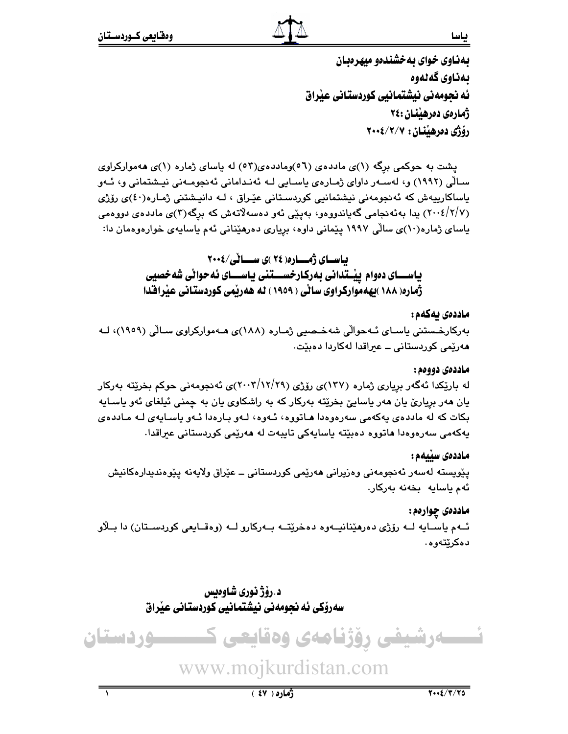بەناوی خوای بەخشندەو میهرەبان

بەناوی گەلەوە

ئەنجومەنی نیشتمانیی کوردستانی عێراق

ژمارەی دەرهێنان:٢٤

رۆژی دەرهێنان: ٢٠٠٤/٢/٧

پشت بە حوکمی برگە (١)ی ماددەی (٥٦)وماددەی(٥٣) لە یاسای ژمارە (١)ی هەموارکراوی ساڵی (١٩٩٢) و، لەسەر داوای ژمارەی یاسایی لە ئەندامانی ئەنجومەنی نیشتمانی و، ئەو یاساکارییەش کە ئەنجومەنی نیشتمانیی کوردستانی عێراق ، لە دانیشتنی ژمارە(٤٠)ی رۆژی (٢٠٠٤/٢/٧) یدا بەئەنجامی گەیاندووەو، بەپێی ئەو دەسەڵاتەش کە برگە(٣)ی ماددەی دووەمی یاسای ژمارە(١٠)ی ساڵی ١٩٩٧ پێمانی داوە، بریاری دەرهێنانی ئەم یاسایەی خوارەوەمان دا:

## یاسای ژمارە( ٢٤ )ی ساڵی/٢٠٠٤
## یاسای دەوام پێدانی بەرکارخستنی یاسای ئەحواڵی شەخصیی ژمارە( ١٨٨ )یهەموارکراوی ساڵی ( ١٩٥٩ ) لە هەرێمی کوردستانی عێراقدا

**ماددەی یەکەم:**

بەرکارخستنی یاسای ئەحواڵی شەخصیی ژمارە (١٨٨)ی هەموارکراوی ساڵی (١٩٥٩)، لە هەرێمی کوردستانی ــ عیراقدا لەکاردا دەبێت.

**ماددەی دووەم:**

لە بارێکدا ئەگەر بریاری ژمارە (١٣٧)ی رۆژی (٢٠٠٣/١٢/٢٩)ی ئەنجومەنی حوکم بخرێتە بەرکار یان هەر بریارێ یان هەر یاسایێ بخرێتە بەرکار کە بە راشکاوی یان بە چمنی ئیلغای ئەو یاسایە بکات کە لە ماددەی یەکەمی سەرەوەدا هاتووە، ئەوە، لەو بارەدا ئەو یاسایەی لە ماددەی یەکەمی سەرەوەدا هاتووە دەبێتە یاسایەکی تایبەت لە هەرێمی کوردستانی عیراقدا.

**ماددەی سێیەم:**

پێویستە لەسەر ئەنجومەنی وەزیرانی هەرێمی کوردستانی ــ عێراق ولایەنە پێوەندیدارەکانیش ئەم یاسایە بخەنە بەرکار.

**ماددەی چوارەم:**

ئەم یاسایە لە رۆژی دەرهێنانیەوە دەخرێتە بەرکارو لە (وەقایعی کوردستان) دا بڵاو دەکرێتەوە.

**د.رۆژ نوری شاوەیس**
**سەرۆکی ئەنجومەنی نیشتمانیی کوردستانی عێراق**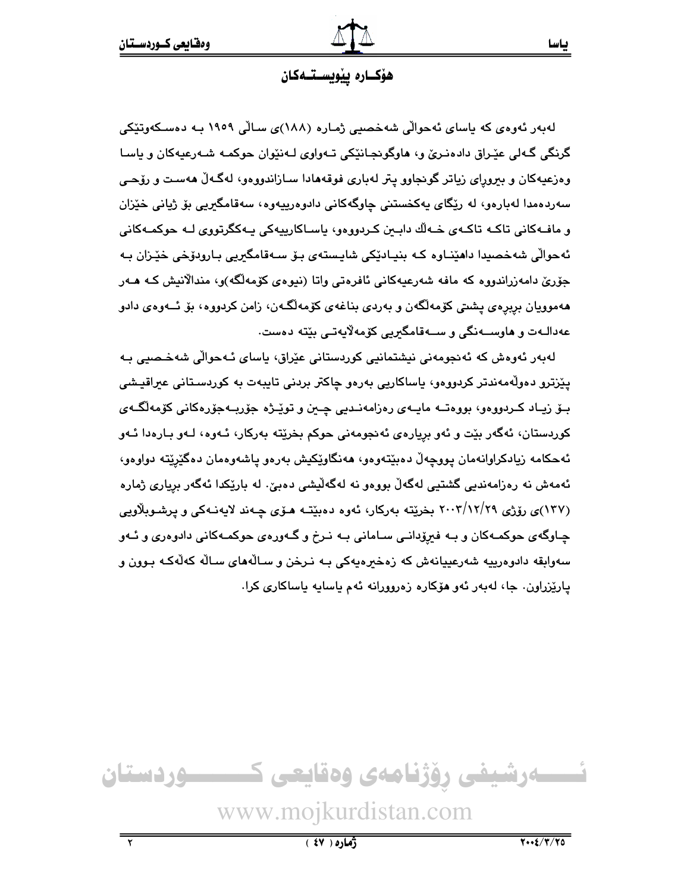## هۆكـاره پێویسـتـەكان

لەبەر ئەوەی كە یاسای ئەحواڵی شەخصیی ژمـارە (١٨٨)ی سـاڵی ١٩٥٩ بـە دەسـكەوتێكی گرنگی گـەلی عێـراق دادەنـرێ و، هاوگونجـانێكی تـەواوی لـەنێوان حوكمـە شـەرعیەكان و یاسـا وەزعیەكان و بیروڕای زیاتر گونجاوو پتر لەباری فوقەهادا سـازاندووەو، لەگـەڵ هەسـت و ڕۆحـی سەردەمدا لەبارەو، لە ڕێگای یەكخستنی چاوگەكانی دادوەرییەوە، سەقامگیریی بۆ ژیانی خێزان و مافـەكانی تاكـە تاكـەی خـەڵك دابـین كـردووەو، یاسـاكارییەكی یـەكگرتووی لـە حوكمـەكانی ئەحواڵی شەخصیدا داهێنـاوە كـە بنیـادێكی شایـستەی بـۆ سـەقامگیریی بـارودۆخی خێـزان بـە جۆرێ دامەزراندووە كە مافە شەرعیەكانی ئافرەتی واتا (نیوەی كۆمەڵگە)و، منداڵانیش كـە هـەر هەموویان بڕبڕەی پشتی كۆمەڵگەن و بەردی بناغەی كۆمەڵگـەن، زامن كردووە، بۆ ئـەوەی دادو عەدالـەت و هاوسـەنگی و سـەقامگیریی كۆمەڵایەتـی بێتە دەست.

لەبەر ئەوەش كە ئەنجومەنی نیشتمانیی كوردستانی عێراق، یاسای ئـەحواڵی شەخـصیی بـە پێزترو دەوڵەمەندتر كردووەو، یاساكاریی بەرەو چاكتر بردنی تایبەت بە كوردسـتانی عیراقیـشی بـۆ زیـاد كـردووەو، بووەتـە مایـەی ڕەزامەنـدیی چـین و توێـژە جۆربـەجۆرەكانی كۆمەڵگـەی كوردستان، ئەگەر بێت و ئەو بڕیارەی ئەنجومەنی حوكم بخرێتە بەركار، ئـەوە، لـەو بـارەدا ئـەو ئەحكامە زیادكراوانەمان پووچەڵ دەبێتەوەو، هەنگاوێكیش بەرەو پاشەوەمان دەگێڕێتە دواوە، ئەمەش نە ڕەزامەندیی گشتیی لەگەڵ بووەو نە لەگەڵیشی دەبێ. لە بارێكدا ئەگەر بڕیاری ژمارە (١٣٧)ی ڕۆژی ٢٠٠٣/١٢/٢٩ بخرێتە بەركار، ئەوە دەبێتـە هـۆی چـەند لایەنـەكی و پرشـوبڵاویی چـاوگەی حوكمـەكان و بـە فیڕۆدانـی سـامانی بـە نـرخ و گـەورەی حوكمـەكانی دادوەری و ئـەو سەوابقە دادوەرییە شەرعییانەش كە زەخیرەیەكی بـە نـرخن و سـاڵەهای سـاڵە كەڵەكـە بـوون و پارێزراون. جا، لەبەر ئەو هۆكارە زەرووڕانە ئەم یاسایە یاساكاری كرا.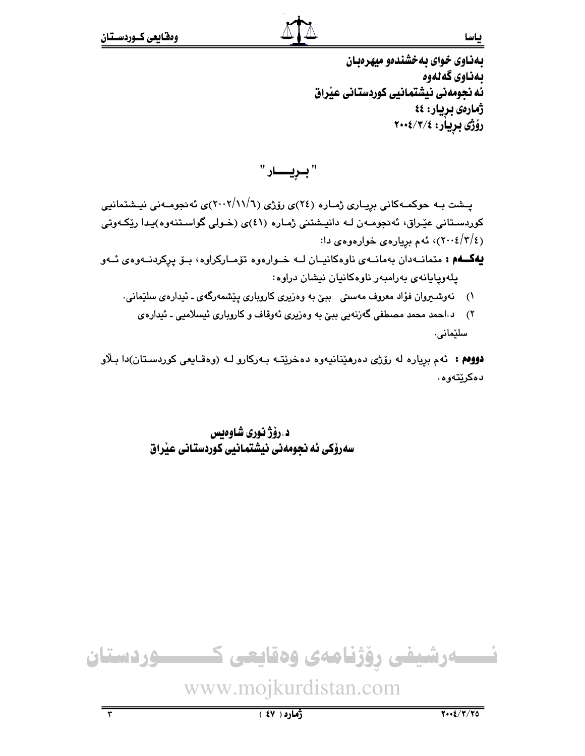بەناوی خوای بەخشندەو میهرەبان
بەناوی گەلەوە
ئەنجومەنی نیشتمانیی کوردستانی عێراق
ژمارەی بڕیار: ٤٤
ڕۆژی بڕیار: ٢٠٠٤/٣/٤

# " بـڕیـــار "

پـشت بـە حوکمـەکانی بڕیـاری ژمـارە (٢٤)ی ڕۆژی (٢٠٠٢/١١/٦)ی ئەنجومـەنی نیـشتمانیی کوردسـتانی عێـراق، ئەنجومـەن لـە دانیـشتنی ژمـارە (٤١)ی (خـولی گواسـتنەوە)یـدا ڕێکـەوتی (٢٠٠٤/٣/٤)، ئەم بڕیارەی خوارەوەی دا:

**یەکـــەم :** متمانـەدان بەمانـەی ناوەکانیـان لـە خـوارەوە تۆمـارکراوە، بـۆ پڕکردنـەوەی ئـەو پلەوپایانەی بەرامبەر ناوەکانیان نیشان دراوە:

١) نەوشـیروان فؤاد معروف مەستی ببێ بە وەزیری کاروباری پێشمەرگەی ـ ئیدارەی سلێمانی.

٢) د.احمد محمد مصطفی گەزنەیی ببێ بە وەزیری ئەوقاف و کاروباری ئیسلامیی ـ ئیدارەی سلێمانی.

**دووەم :** ئەم بڕیارە لە ڕۆژی دەرهێنانییەوە دەخرێتـە بـەرکارو لـە (وەقـایعی کوردسـتان)دا بـڵاو دەکرێتەوە.

**د.ڕۆژ نوری شاوەیس**
**سەرۆکی ئەنجومەنی نیشتمانیی کوردستانی عێراق**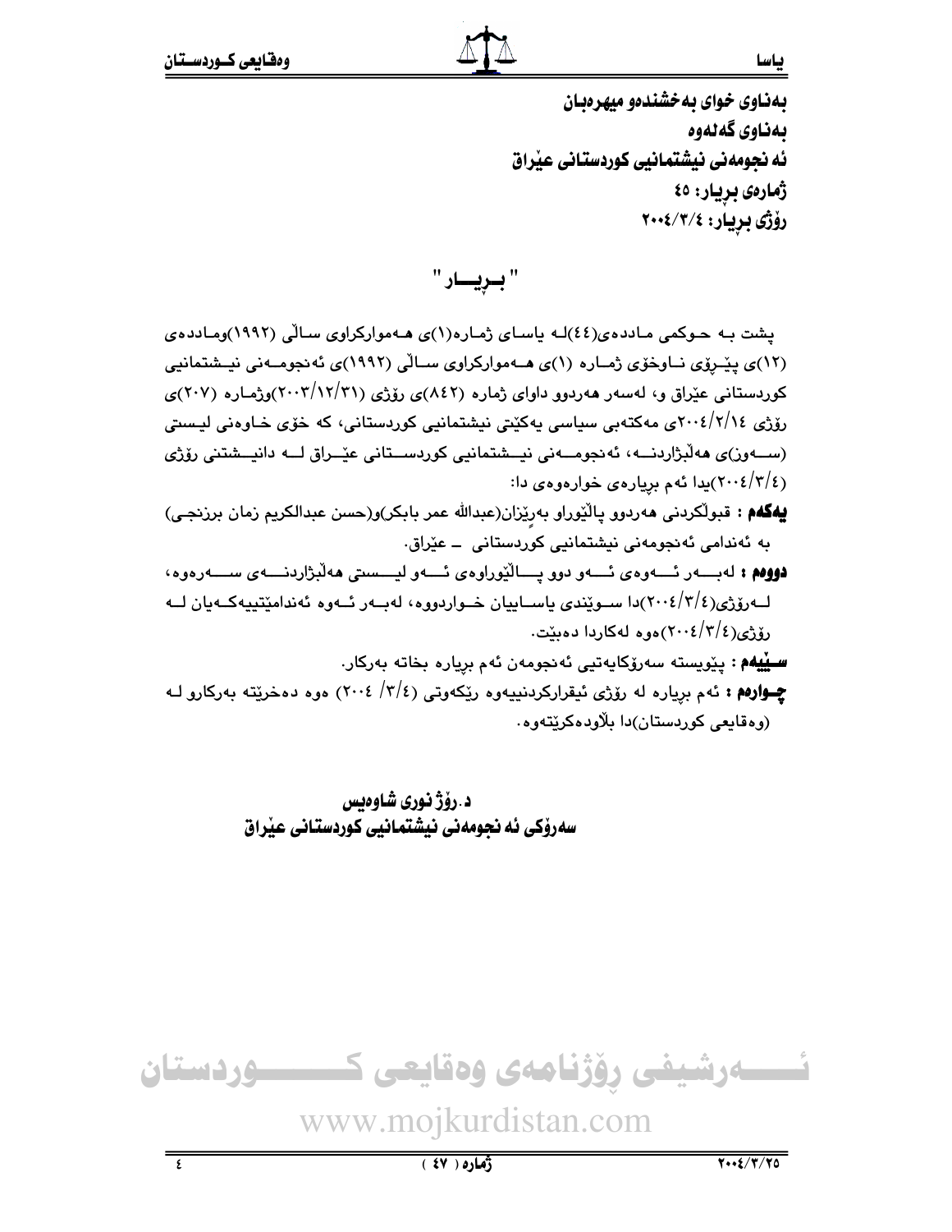**بەناوی خوای بەخشندەو میهرەبان**
**بەناوی گەلەوە**
**ئە نجومەنی نیشتمانیی کوردستانی عێراق**
**ژمارەی بڕیار: ٤٥**
**ڕۆژی بڕیار: ٢٠٠٤/٣/٤**

## " بـڕیـــار "

پشت بـە حـوکمی مـاددەی(٤٤)لـە یاسـای ژمـارە(١)ی هـەموارکراوی سـاڵی (١٩٩٢)ومـاددەی (١٢)ی پێـڕۆی نـاوخۆی ژمـارە (١)ی هـەموارکراوی سـاڵی (١٩٩٢)ی ئەنجومـەنی نیـشتمانیی کوردستانی عێراق و، لەسەر هەردوو داوای ژمارە (٨٤٢)ی ڕۆژی (٢٠٠٣/١٢/٣١)وژمـارە (٢٠٧)ی ڕۆژی ٢٠٠٤/٢/١٤ی مەکتەبی سیاسی یەکێتی نیشتمانیی کوردستانی، کە خۆی خـاوەنی لیـستی (سـەوز)ی هەڵبژاردنـە، ئەنجومـەنی نیـشتمانیی کوردسـتانی عێـراق لـە دانیـشتنی ڕۆژی (٢٠٠٤/٣/٤)یدا ئەم بڕیارەی خوارەوەی دا:

**یەکەم** : قبوڵکردنی هەردوو پاڵێوراو بەڕێزان(عبدالله عمر بابکر)و(حسن عبدالکریم زمان برزنجی) بە ئەندامی ئەنجومەنی نیشتمانیی کوردستانی ـ عێراق.

**دووەم** : لەبـەر ئـەوەی ئـەو دوو پـاڵێوراوەی ئـەو لیـستی هەڵبژاردنـەی سـەرەوە، لـەڕۆژی(٢٠٠٤/٣/٤)دا سـوێندی یاسـاییان خـواردووە، لەبـەر ئـەوە ئەندامێتییەکـەیان لـە ڕۆژی(٢٠٠٤/٣/٤)ەوە لەکاردا دەبێت.

**سـێیەم** : پێویستە سەرۆکایەتیی ئەنجومەن ئەم بڕیارە بخاتە بەرکار.

**چـوارەم** : ئەم بڕیارە لە ڕۆژی ئیقرارکردنییەوە ڕێکەوتی (٢٠٠٤ /٣/٤) ەوە دەخرێتە بەرکارو لـە (وەقایعی کوردستان)دا بڵاودەکرێتەوە.

**د.ڕۆژ نوری شاوەیس**
**سەرۆکی ئە نجومەنی نیشتمانیی کوردستانی عێراق**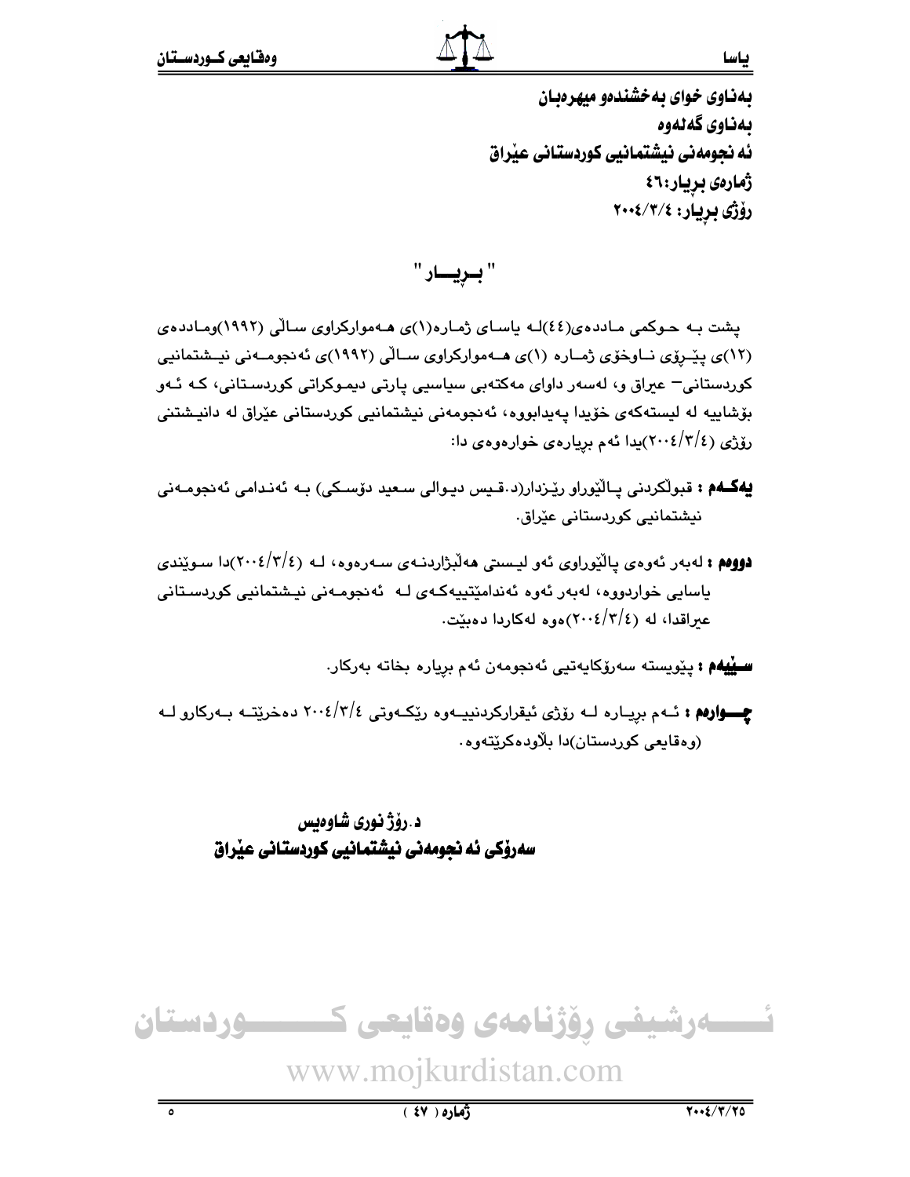**بەناوی خوای بەخشندەو میهرەبان**
**بەناوی گەلەوە**
**ئەنجومەنی نیشتمانیی کوردستانی عێراق**
**ژمارەی بڕیار:٤٦**
**رۆژی بڕیار: ٢٠٠٤/٣/٤**

## " بــڕیـــار "

پشت بـە حـوکمی مـاددەی(٤٤)لـە یاسـای ژمـارە(١)ی هـەموارکراوی سـاڵی (١٩٩٢)ومـاددەی (١٢)ی پێـڕۆی نـاوخۆی ژمـارە (١)ی هــەموارکراوی سـاڵی (١٩٩٢)ی ئەنجومــەنی نیـشتمانیی کوردستانی– عیراق و، لەسەر داوای مەکتەبی سیاسیی پارتی دیمـوکراتی کوردسـتانی، کـە ئـەو بۆشاییە لە لیستەکەی خۆیدا پەیدابووە، ئەنجومەنی نیشتمانیی کوردستانی عێراق لە دانیـشتنی رۆژی (٢٠٠٤/٣/٤)یدا ئەم بڕیارەی خوارەوەی دا:

**یەکــەم :** قبوڵکردنی پـاڵێوراو رێـزدار(د.قـیس دیـوالی سـعید دۆسـکی) بـە ئەنـدامی ئەنجومـەنی نیشتمانیی کوردستانی عێراق.

**دووەم :** لەبەر ئەوەی پاڵێوراوی ئەو لیستی هەڵبژاردنـەی سـەرەوە، لـە (٢٠٠٤/٣/٤)دا سـوێندی یاسایی خواردووە، لەبەر ئەوە ئەندامێتییەکـەی لـە ئەنجومـەنی نیـشتمانیی کوردسـتانی عیراقدا، لە (٢٠٠٤/٣/٤)ەوە لەکاردا دەبێت.

**سـێیەم :** پێویستە سەرۆکایەتیی ئەنجومەن ئەم بڕیارە بخاتە بەرکار.

**چــوارەم :** ئـەم بڕیـارە لـە رۆژی ئیقرارکردنییـەوە رێکـەوتی ٢٠٠٤/٣/٤ دەخرێتـە بـەرکارو لـە (وەقایعی کوردستان)دا بڵاودەکرێتەوە.

**د.رۆژ نوری شاوەیس**
**سەرۆکی ئەنجومەنی نیشتمانیی کوردستانی عێراق**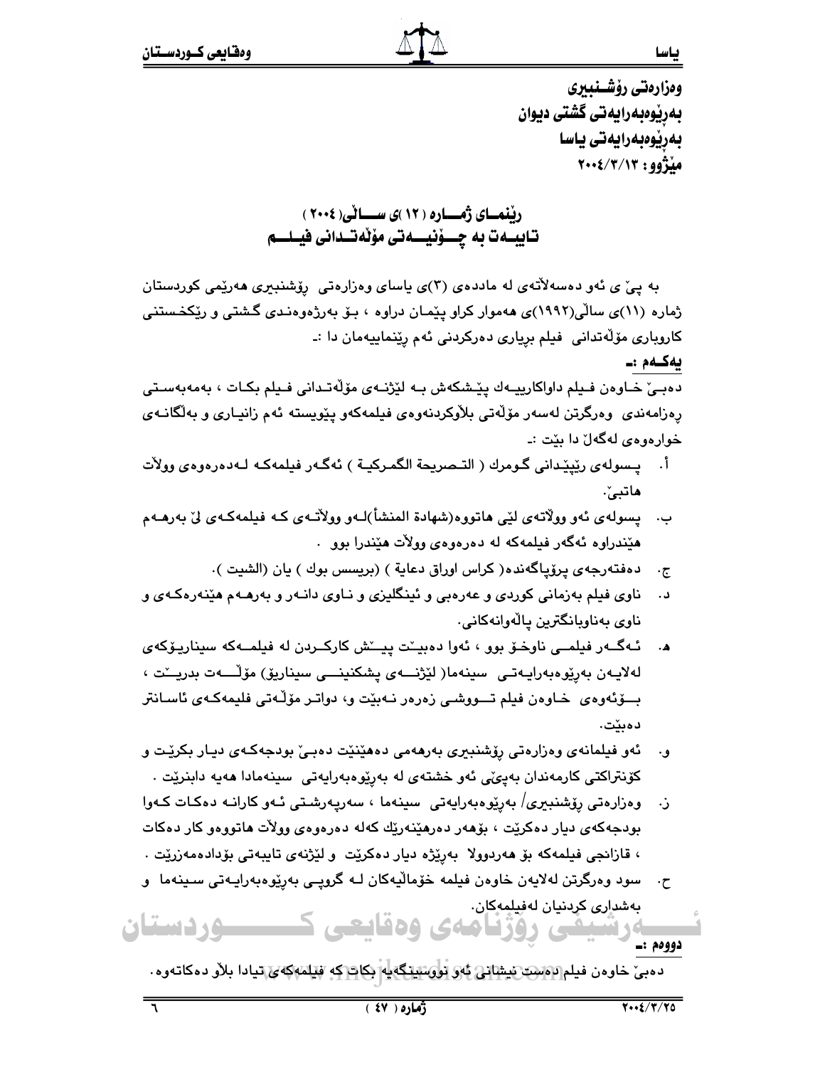وەزارەتی رۆشـنبیری
بەڕێوەبەرایەتی گشتی دیوان
بەڕێوەبەرایەتی یاسا
مێژوو: ٢٠٠٤/٣/١٣

## ڕێنمـای ژمـارە (١٢)ی سـاڵی (٢٠٠٤)
## تایبـەت بە چـۆنیـەتی مۆڵەتـدانی فیلـم

بە پێ ی ئەو دەسەلاّتەی لە ماددەی (٣)ی یاسای وەزارەتی رۆشنبیری هەرێمی کوردستان ژمارە (١١)ی ساڵی(١٩٩٢)ی هەموار کراو پێمان دراوە ، بۆ بەڕێوەبردنی گشتی و رێکخستنی کاروباری مۆڵەتدانی فیلم بڕیاری دەرکردنی ئەم ڕێنماییەمان دا :-

**یەکـەم :-**

دەبێ خاوەن فیلم داواکارییەك پێشکەش بە لێژنەی مۆڵەتدانی فیلم بکات ، بەمەبەستی رەزامەندی وەرگرتن لەسەر مۆڵەتی بلاوکردنەوەی فیلمەکەو پێویستە ئەم زانیاری و بەڵگانەی خوارەوەی لەگەڵ دا بێت :-

أ. پسولەی رێپێدانی گومرك ( التصریحة الگمرکیة ) ئەگەر فیلمەکە لەدەرەوەی وولاّت هاتبێ.

ب. پسولەی ئەو وولاّتەی لێی هاتووە(شهادة المنشأ)لەو وولاّتەی کە فیلمەکەی لێ بەرهەم هێندراوە ئەگەر فیلمەکە لە دەرەوەی وولاّت هێندرا بوو .

ج. دەفتەرجەی پرۆپاگەندە( کراس اوراق دعایة ) (بریسس بوك ) یان (الشیت ).

د. ناوی فیلم بەزمانی کوردی و عەرەبی و ئینگلیزی و ناوی دانەر و بەرهەم هێنەرەکەی و ناوی بەناوبانگترین پاڵەوانەکانی.

هـ. ئەگەر فیلمی ناوخۆ بوو ، ئەوا دەبێت پێش کارکردن لە فیلمەکە سیناریۆکەی لەلایەن بەڕێوەبەرایەتی سینەما( لێژنەی پشکنینی سیناریۆ) مۆڵەت بدرێت ، بۆئەوەی خاوەن فیلم تووشی زەرەر نەبێت و، دواتر مۆڵەتی فلیمەکەی ئاسانتر دەبێت.

و. ئەو فیلمانەی وەزارەتی رۆشنبیری بەرهەمی دەهێنێت دەبێ بودجەکەی دیار بکرێت و کۆنتراکتی کارمەندان بەپێی ئەو خشتەی لە بەڕێوەبەرایەتی سینەمادا هەیە دابنرێت .

ز. وەزارەتی رۆشنبیری/ بەڕێوەبەرایەتی سینەما ، سەرپەرشتی ئەو کارانە دەکات کەوا بودجەکەی دیار دەکرێت ، بۆهەر دەرهێنەرێك کەلە دەرەوەی وولاّت هاتووەو کار دەکات ، قازانجی فیلمەکە بۆ هەردوولا بەرێژە دیار دەکرێت و لێژنەی تایبەتی بۆدادەمەزرێت .

ح. سود وەرگرتن لەلایەن خاوەن فیلمە خۆماڵیەکان لە گروپی بەڕێوەبەرایەتی سینەما و بەشداری کردنیان لەفیلمەکان.

**دووەم :-**

دەبێ خاوەن فیلم دەست نیشانی ئەو نووسینگەیە بکات کە فیلمەکەی تیادا بلاّو دەکاتەوە.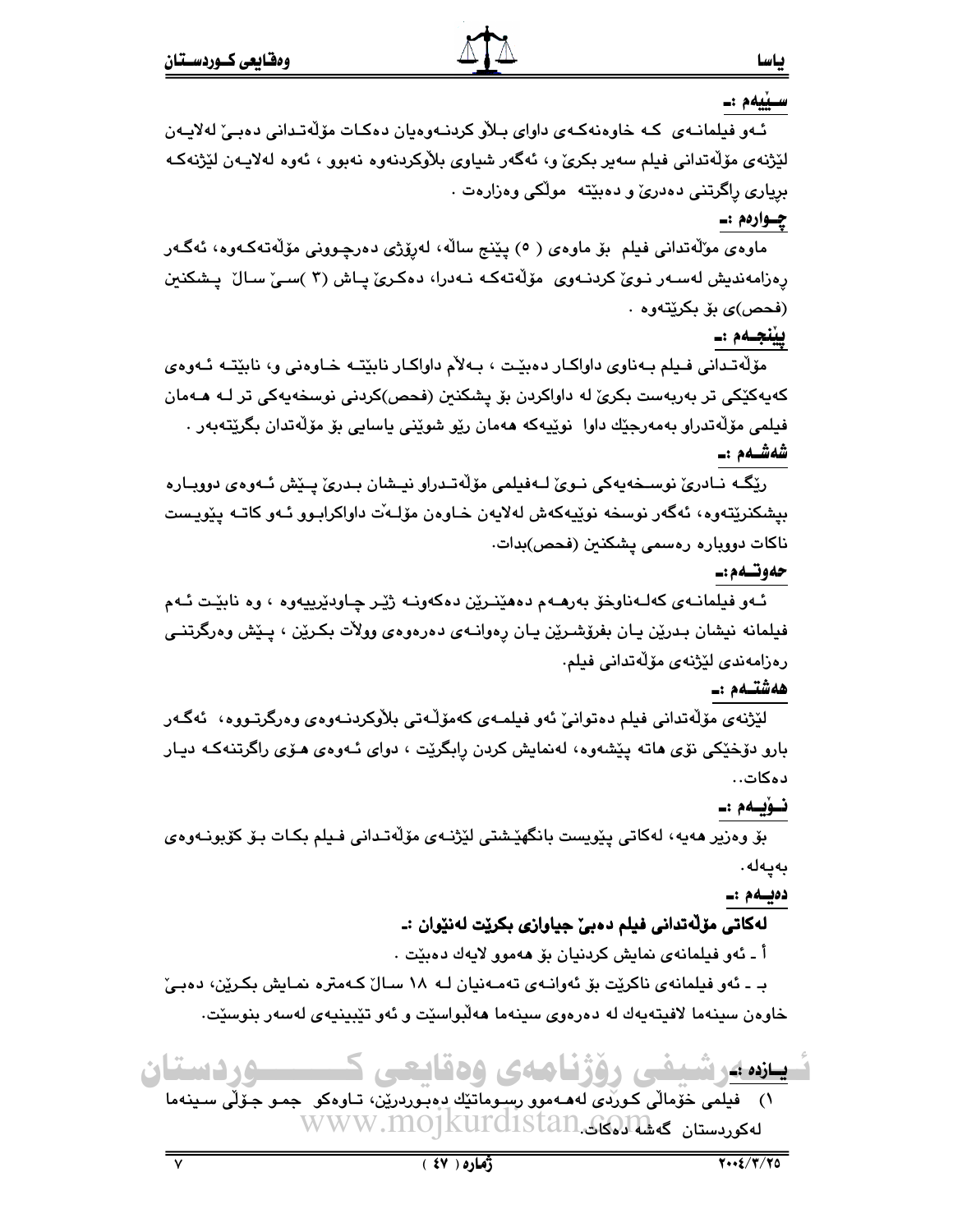**سێیەم :ـ**

ئەو فیلمانەی کە خاوەنەکەی داوای بلاو کردنەوەیان دەکات مۆڵەتدانی دەبێ لەلایەن لێژنەی مۆڵەتدانی فیلم سەیر بکرێ و، ئەگەر شیاوی بلاوکردنەوە نەبوو ، ئەوە لەلایەن لێژنەکە بڕیاری ڕاگرتنی دەدرێ و دەبێتە مۆلکی وەزارەت .

**چوارەم :ـ**

ماوەی مۆڵەتدانی فیلم بۆ ماوەی ( ٥) پێنج ساڵە، لەڕۆژی دەرچوونی مۆڵەتەکەوە، ئەگەر ڕەزامەندیش لەسەر نوێ کردنەوەی مۆڵەتەکە نەدرا، دەکرێ پاش (٣ )سێ ساڵ پشکنین (فحص)ی بۆ بکرێتەوە .

**پێنجەم :ـ**

مۆڵەتدانی فیلم بەناوی داواکار دەبێت ، بەلاَم داواکار نابێتە خاوەنی و، نابێتە ئەوەی کەیەکێکی تر بەربەست بکرێ لە داواکردن بۆ پشکنین (فحص)کردنی نوسخەیەکی تر لە هەمان فیلمی مۆڵەتدراو بەمەرجێك داوا نوێیەکە هەمان ڕێو شوێنی یاسایی بۆ مۆڵەتدان بگرێتەبەر .

**شەشەم :ـ**

ڕێگە نادرێ نوسخەیەکی نوێ لەفیلمی مۆڵەتدراو نیشان بدرێ پێش ئەوەی دووبارە بپشکنرێتەوە، ئەگەر نوسخە نوێیەکەش لەلایەن خاوەن مۆڵەت داواکرابوو ئەو کاتە پێویست ناکات دووبارە ڕەسمی پشکنین (فحص)بدات.

**حەوتەم:ـ**

ئەو فیلمانەی کەلەناوخۆ بەرهەم دەهێنرێن دەکەونە ژێر چاودێرییەوە ، وە نابێت ئەم فیلمانە نیشان بدرێن یان بفرۆشرێن یان ڕەوانەی دەرەوەی وولاَت بکرێن ، پێش وەرگرتنی ڕەزامەندی لێژنەی مۆڵەتدانی فیلم.

**هەشتەم :ـ**

لێژنەی مۆڵەتدانی فیلم دەتوانێ ئەو فیلمەی کەمۆڵەتی بلاوکردنەوەی وەرگرتووە، ئەگەر بارو دۆخێکی نۆی هاتە پێشەوە، لەنمایش کردن ڕابگرێت ، دوای ئەوەی هۆی ڕاگرتنەکە دیار دەکات..

**نۆیەم :ـ**

بۆ وەزیر هەیە، لەکاتی پێویست بانگهێشتی لێژنەی مۆڵەتدانی فیلم بکات بۆ کۆبونەوەی بەپەلە.

**دەیەم :ـ**

**لەکاتی مۆڵەتدانی فیلم دەبێ جیاوازی بکرێت لەنێوان :ـ**

أ ـ ئەو فیلمانەی نمایش کردنیان بۆ هەموو لایەك دەبێت .

ب ـ ئەو فیلمانەی ناکرێت بۆ ئەوانەی تەمەنیان لە ١٨ ساڵ کەمترە نمایش بکرێن، دەبێ خاوەن سینەما لافیتەیەك لە دەرەوەی سینەما هەڵبواسێت و ئەو تێبینیەی لەسەر بنوسێت.

**یازدە :ـ**

١) فیلمی خۆماڵی کوردی لەهەموو ڕسوماتێك دەبوردرێن، تاوەکو جمو جۆڵی سینەما لەکوردستان گەشە دەکات.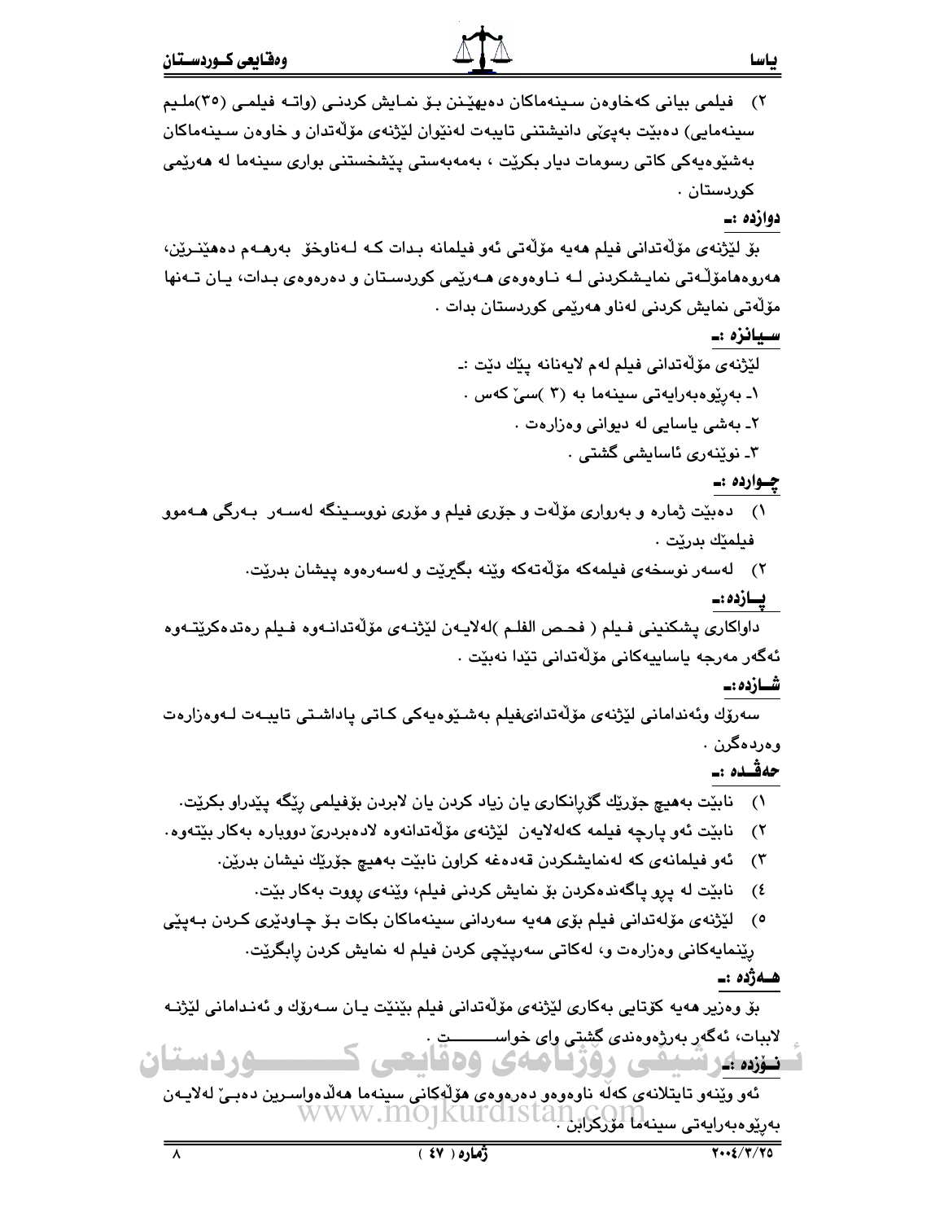٢) فیلمی بیانی کەخاوەن سینەماکان دەیهێنن بۆ نمایش کردنی (واتە فیلمی (٣٥)ملیم سینەمایی) دەبێت بەپێی دانیشتنی تایبەت لەنێوان لێژنەی مۆڵەتدان و خاوەن سینەماکان بەشێوەیەکی کاتی رسومات دیار بکرێت ، بەمەبەستی پێشخستنی بواری سینەما لە هەرێمی کوردستان .

**دوازدە :ـ**

بۆ لێژنەی مۆڵەتدانی فیلم هەیە مۆڵەتی ئەو فیلمانە بدات کە لەناوخۆ بەرهەم دەهێنرێن، هەروەهامۆڵەتی نمایشکردنی لە ناوەوەی هەرێمی کوردستان و دەرەوەی بدات، یان تەنها مۆڵەتی نمایش کردنی لەناو هەرێمی کوردستان بدات .

**سیانزە :ـ**

لێژنەی مۆڵەتدانی فیلم لەم لایەنانە پێك دێت :ـ

١ـ بەڕێوەبەرایەتی سینەما بە (٣ )سێ کەس .

٢ـ بەشی یاسایی لە دیوانی وەزارەت .

٣ـ نوێنەری ئاسایشی گشتی .

**چواردە :ـ**

١) دەبێت ژمارە و بەرواری مۆڵەت و جۆری فیلم و مۆری نووسینگە لەسەر بەرگی هەموو فیلمێك بدرێت .

٢) لەسەر نوسخەی فیلمەکە مۆڵەتەکە وێنە بگیرێت و لەسەرەوە پیشان بدرێت.

**پازدە:ـ**

داواکاری پشکنینی فیلم ( فحص الفلم )لەلایەن لێژنەی مۆڵەتدانەوە فیلم رەتدەکرێتەوە ئەگەر مەرجە یاساییەکانی مۆڵەتدانی تێدا نەبێت .

**شازدە:ـ**

سەرۆك وئەندامانی لێژنەی مۆڵەتدانیفیلم بەشێوەیەکی کاتی پاداشتی تایبەت لەوەزارەت وەردەگرن .

**حەڤدە :ـ**

١) نابێت بەهیچ جۆرێك گۆڕانکاری یان زیاد کردن یان لابردن بۆفیلمی رێگە پێدراو بکرێت.

٢) نابێت ئەو پارچە فیلمە کەلەلایەن لێژنەی مۆڵەتدانەوە لادەبردرێ دووبارە بەکار بێتەوە.

٣) ئەو فیلمانەی کە لەنمایشکردن قەدەغە کراون نابێت بەهیچ جۆرێك نیشان بدرێن.

٤) نابێت لە پڕو پاگەندەکردن بۆ نمایش کردنی فیلم، وێنەی رووت بەکار بێت.

٥) لێژنەی مۆڵەتدانی فیلم بۆی هەیە سەردانی سینەماکان بکات بۆ چاودێری کردن بەپێی رێنمایەکانی وەزارەت و، لەکاتی سەرپێچی کردن فیلم لە نمایش کردن ڕابگرێت.

**هەژدە :ـ**

بۆ وەزیر هەیە کۆتایی بەکاری لێژنەی مۆڵەتدانی فیلم بێنێت یان سەرۆك و ئەندامانی لێژنە لابات، ئەگەر بەرژەوەندی گشتی وای خواست .

**نۆزدە :ـ**

ئەو وێنەو تابلۆیانەی کەلە ناوەوەو دەرەوەی هۆڵەکانی سینەما هەڵدەواسرین دەبێ لەلایەن بەڕێوەبەرایەتی سینەما مۆرکرابن .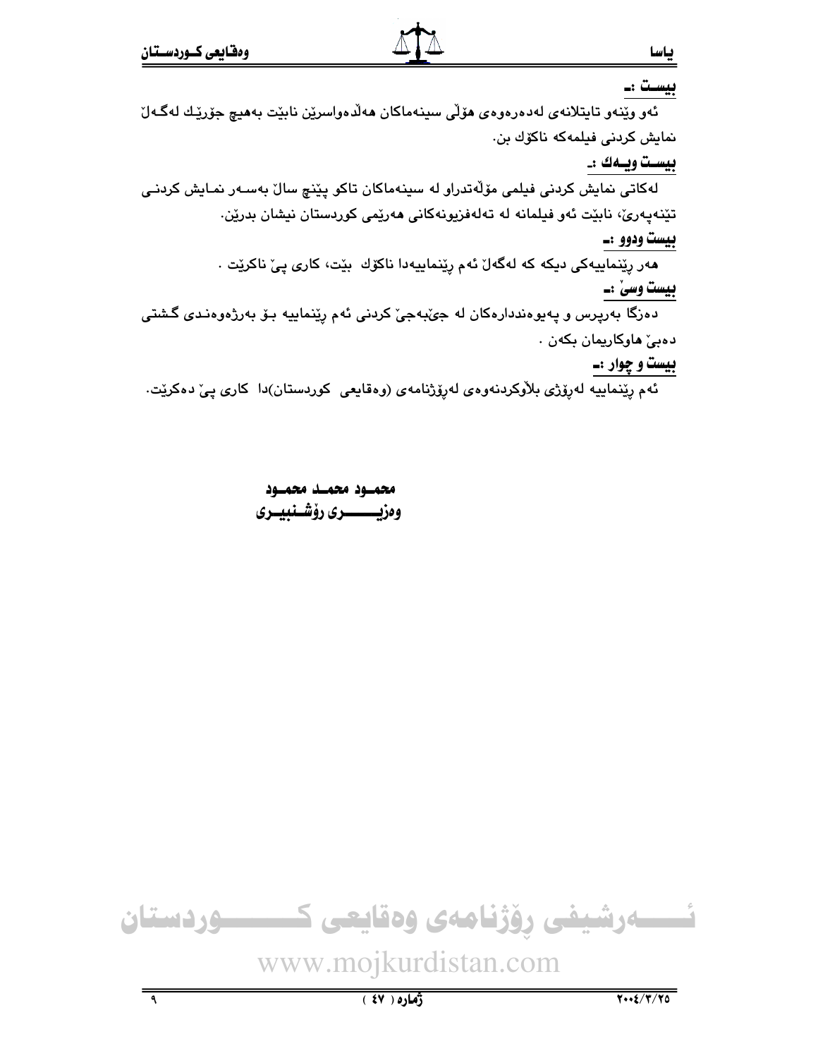**بيست :ـ**

ئەو ويّنەو تايتلانەی لەدەرەوەی هۆلّی سينەماكان هەلّدەواسريّن نابيّت بەهيچ جۆريّك لەگەلّ نمايش كردنی فيلمەكە ناكۆك بن.

**بيست ويەك :ـ**

لەكاتی نمايش كردنی فيلمی مۆلّەتدراو لە سينەماكان تاكو پيّنج سالّ بەسەر نمايش كردنی تيّنەپەریّ، نابيّت ئەو فيلمانە لە تەلەفزيونەكانی هەريّمی كوردستان نيشان بدريّن.

**بيست ودوو :ـ**

هەر ريّنماييەكی ديكە كە لەگەلّ ئەم ريّنماييەدا ناكۆك بيّت، كاری پیّ ناكريّت .

**بيست وسیّ :ـ**

دەزگا بەرپرس و پەيوەنددارەكان لە جیّبەجیّ كردنی ئەم ريّنماييە بۆ بەرژەوەندی گشتی دەبیّ هاوكاريمان بكەن .

**بيست و چوار :ـ**

ئەم ريّنماييە لەرۆژی بلاّوكردنەوەی لەرۆژنامەی (وەقايعی كوردستان)دا كاری پیّ دەكريّت.

**محمود محمد محمود**
**وەزيری رۆشنبيری**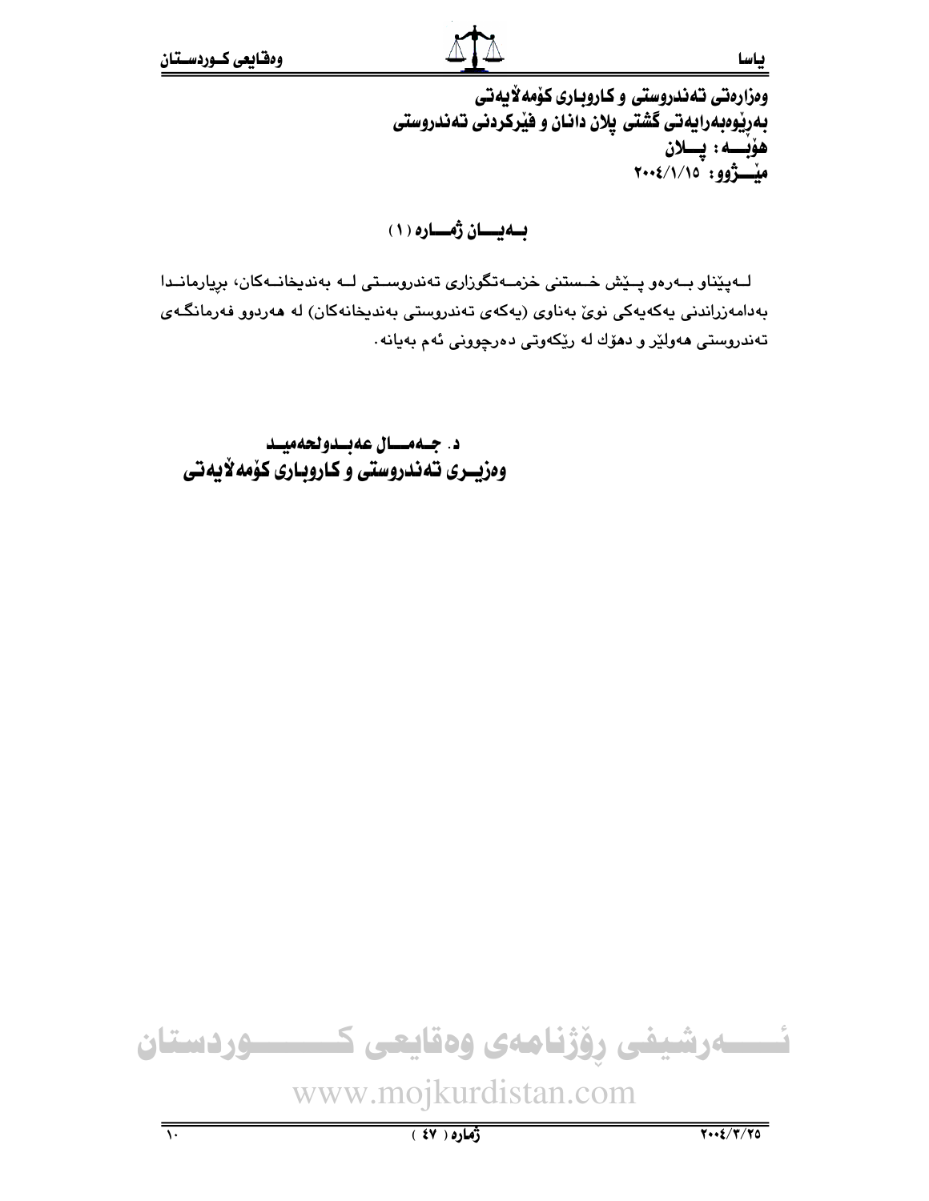**وەزارەتی تەندروستی و كاروباری كۆمەلأیەتی**
**بەڕێوەبەرایەتی گشتی پلان دانان و فێركردنی تەندروستی**
**هۆبـــە : پـــلان**
**مێـــژوو: ٢٠٠٤/١/١٥**

## بـەیـــان ژمـــارە (١)

لـەپێناو بـەرەو پـێش خـستنی خزمـەتگوزاری تەندروسـتی لـە بەندیخانـەكان، بڕیارمانـدا بەدامەزراندنی یەكەیەكی نوێ بەناوی (یەكەی تەندروستی بەندیخانەكان) لە هەردوو فەرمانگـەی تەندروستی هەولێر و دهۆك لە ڕێكەوتی دەرچوونی ئەم بەیانە.

**د. جـەمـــال عەبـدولحەمیـد**
**وەزیــری تەندروستی و كاروباری كۆمەلأیەتی**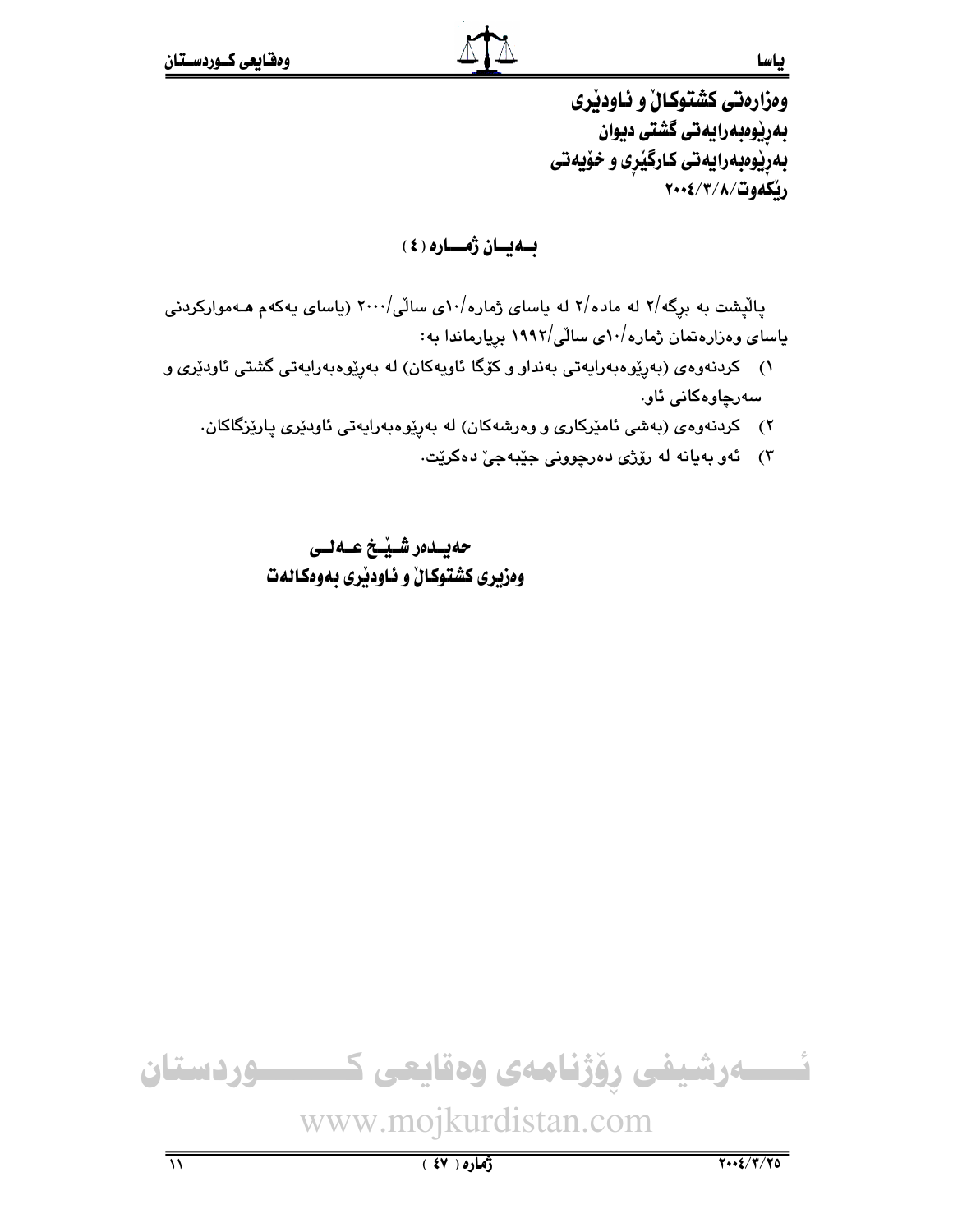وەزارەتی کشتوکاڵ و ئاودێری
بەڕێوەبەرایەتی گشتی دیوان
بەڕێوەبەرایەتی کارگێڕی و خۆیەتی
ڕێکەوت/٢٠٠٤/٣/٨

## بەیان ژمارە (٤)

پاڵپشت بە برگە/٢ لە مادە/٢ لە یاسای ژمارە/١٠ی ساڵی/٢٠٠٠ (یاسای یەکەم هەموارکردنی یاسای وەزارەتمان ژمارە/١٠ی ساڵی/١٩٩٢ بڕیارماندا بە:

١) کردنەوەی (بەڕێوەبەرایەتی بەنداو و کۆگا ئاویەکان) لە بەڕێوەبەرایەتی گشتی ئاودێری و سەرچاوەکانی ئاو.
٢) کردنەوەی (بەشی ئامێرکاری و وەرشەکان) لە بەڕێوەبەرایەتی ئاودێری پارێزگاکان.
٣) ئەو بەیانە لە ڕۆژی دەرچوونی جێبەجێ دەکرێت.

**حەیدەر شێخ عەلی**
**وەزیری کشتوکاڵ و ئاودێری بەوەکالەت**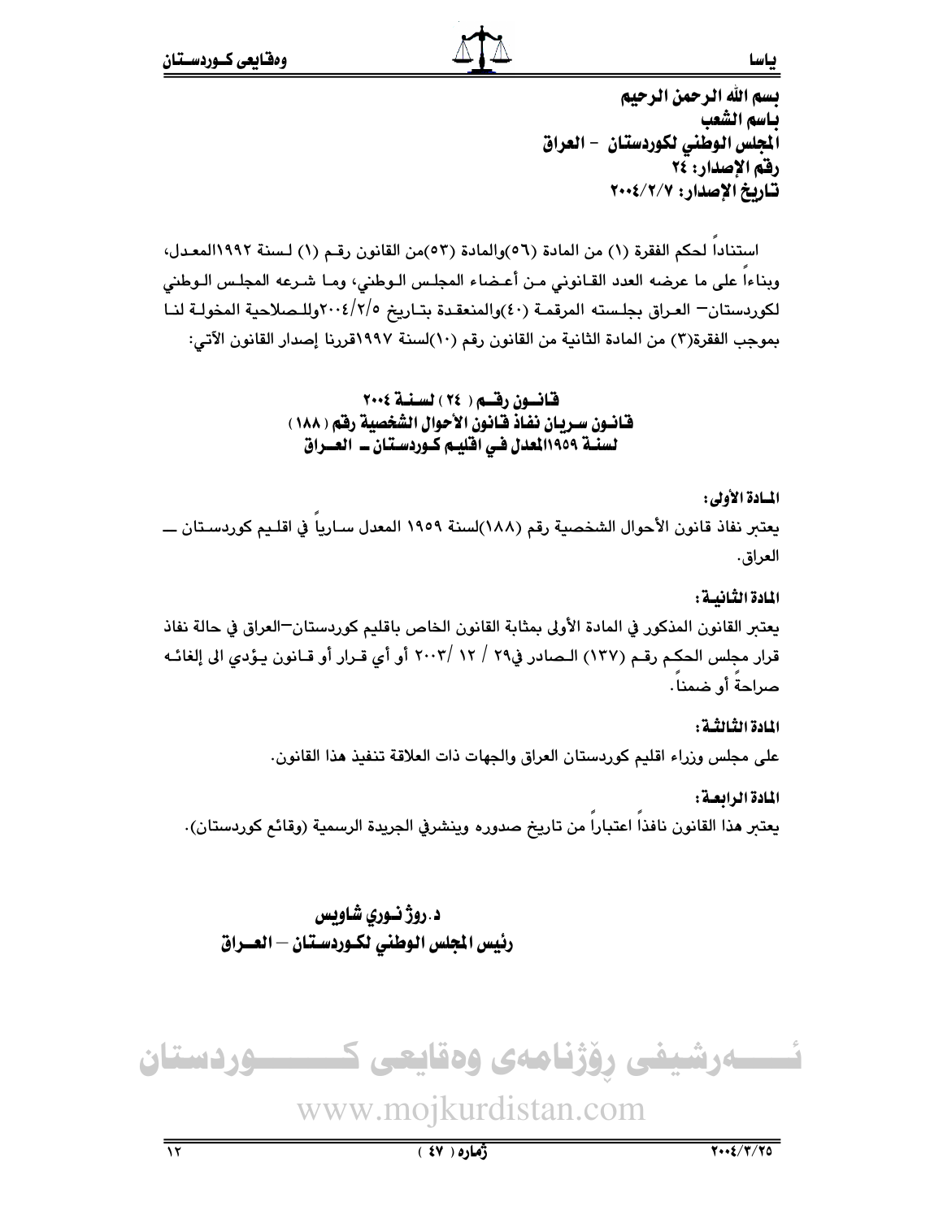بسم الله الرحمن الرحيم
باسم الشعب
المجلس الوطني لكوردستان - العراق
رقم الإصدار: ٢٤
تاريخ الإصدار: ٢٠٠٤/٢/٧

استناداً لحكم الفقرة (١) من المادة (٥٦)والمادة (٥٣)من القانون رقم (١) لسنة ١٩٩٢المعدل، وبناءاً على ما عرضه العدد القانوني من أعضاء المجلس الوطني، وما شرعه المجلس الوطني لكوردستان– العراق بجلسته المرقمة (٤٠)والمنعقدة بتاريخ ٢٠٠٤/٢/٥وللصلاحية المخولة لنا بموجب الفقرة(٣) من المادة الثانية من القانون رقم (١٠)لسنة ١٩٩٧قررنا إصدار القانون الآتي:

## قانون رقم ( ٢٤ ) لسنة ٢٠٠٤
## قانون سريان نفاذ قانون الأحوال الشخصية رقم ( ١٨٨ ) لسنة ١٩٥٩المعدل في اقليم كوردستان ـ العراق

**المادة الأولى:**

يعتبر نفاذ قانون الأحوال الشخصية رقم (١٨٨)لسنة ١٩٥٩ المعدل سارياً في اقليم كوردستان ـــ العراق.

**المادة الثانية:**

يعتبر القانون المذكور في المادة الأولى بمثابة القانون الخاص باقليم كوردستان–العراق في حالة نفاذ قرار مجلس الحكم رقم (١٣٧) الصادر في٢٩ / ١٢ /٢٠٠٣ أو أي قرار أو قانون يؤدي الى إلغائه صراحةً أو ضمناً.

**المادة الثالثة:**

على مجلس وزراء اقليم كوردستان العراق والجهات ذات العلاقة تنفيذ هذا القانون.

**المادة الرابعة:**

يعتبر هذا القانون نافذاً اعتباراً من تاريخ صدوره وينشرفي الجريدة الرسمية (وقائع كوردستان).

**د.روژ نوري شاويس**
**رئيس المجلس الوطني لكوردستان – العراق**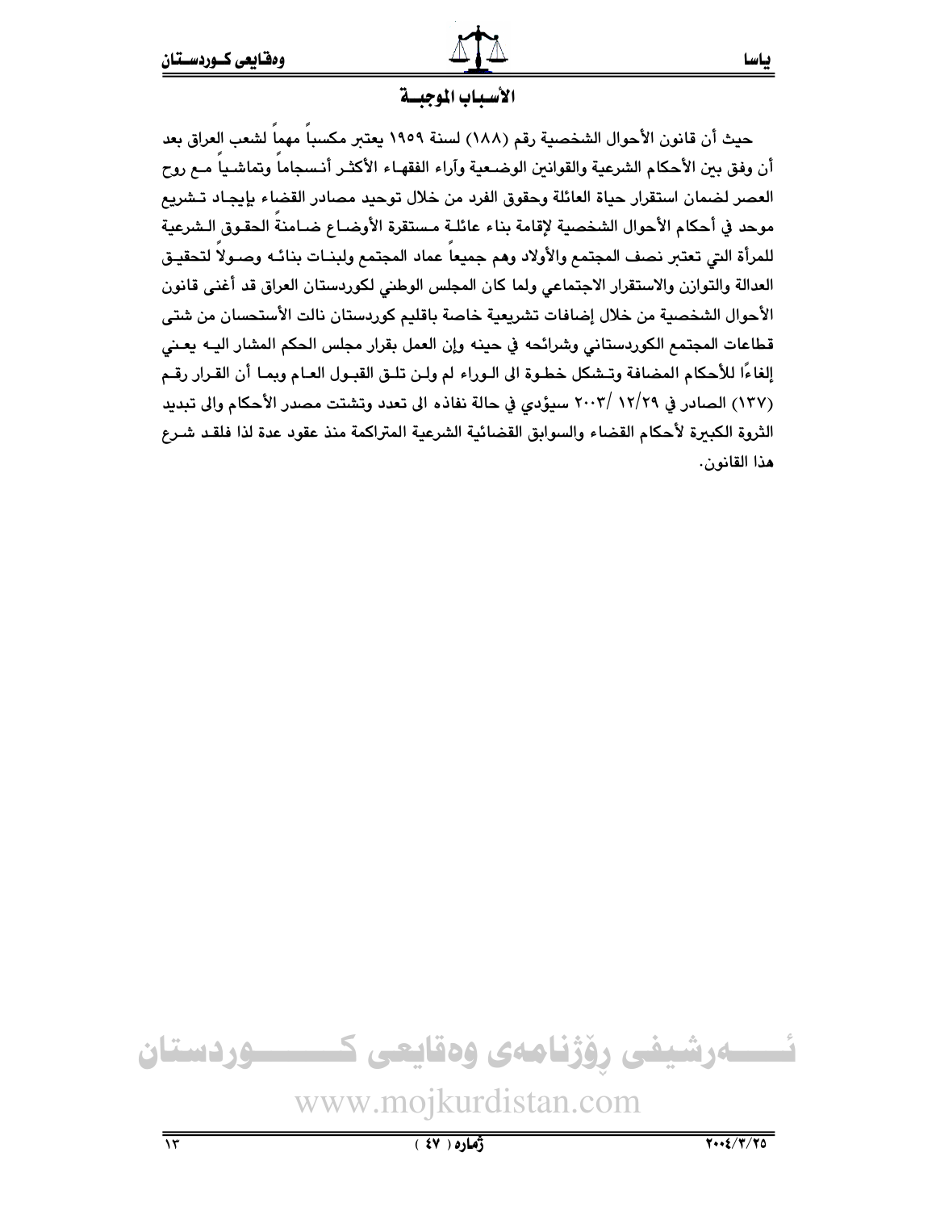## الأسباب الموجبة

حيث أن قانون الأحوال الشخصية رقم (١٨٨) لسنة ١٩٥٩ يعتبر مكسباً مهماً لشعب العراق بعد أن وفق بين الأحكام الشرعية والقوانين الوضعية وآراء الفقهاء الأكثر أنسجاماً وتماشياً مع روح العصر لضمان استقرار حياة العائلة وحقوق الفرد من خلال توحيد مصادر القضاء بإيجاد تشريع موحد في أحكام الأحوال الشخصية لإقامة بناء عائلة مستقرة الأوضاع ضامنةً الحقوق الشرعية للمرأة التي تعتبر نصف المجتمع والأولاد وهم جميعاً عماد المجتمع ولبنات بنائه وصولاً لتحقيق العدالة والتوازن والاستقرار الاجتماعي ولما كان المجلس الوطني لكوردستان العراق قد أغنى قانون الأحوال الشخصية من خلال إضافات تشريعية خاصة باقليم كوردستان نالت الأستحسان من شتى قطاعات المجتمع الكوردستاني وشرائحه في حينه وإن العمل بقرار مجلس الحكم المشار اليه يعني إلغاءًا للأحكام المضافة وتشكل خطوة الى الوراء لم ولن تلق القبول العام وبما أن القرار رقم (١٣٧) الصادر في ١٢/٢٩ /٢٠٠٣ سيؤدي في حالة نفاذه الى تعدد وتشتت مصدر الأحكام والى تبديد الثروة الكبيرة لأحكام القضاء والسوابق القضائية الشرعية المتراكمة منذ عقود عدة لذا فلقد شرع هذا القانون.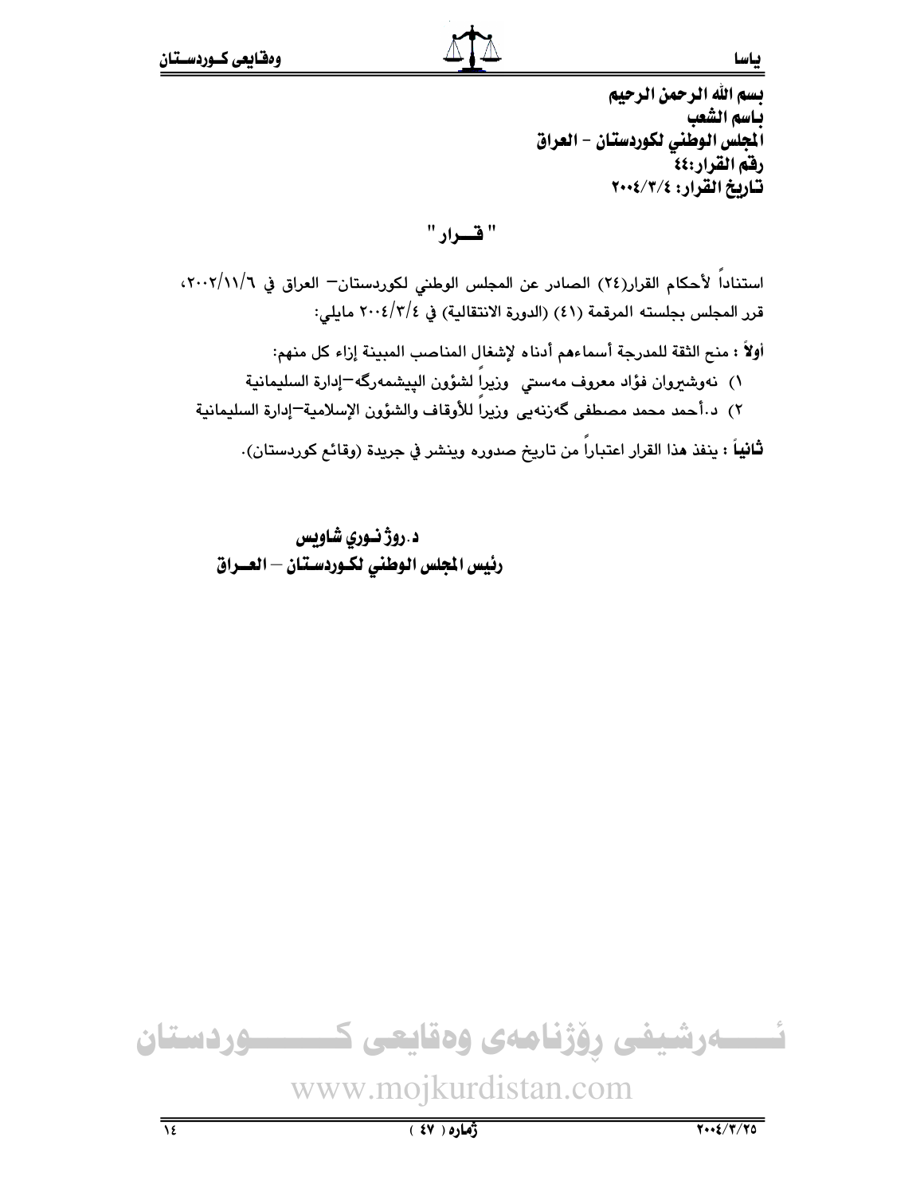بسم الله الرحمن الرحيم

باسم الشعب

المجلس الوطني لكوردستان - العراق

رقم القرار:٤٤

تاريخ القرار: ٢٠٠٤/٣/٤

## " قــرار "

استناداً لأحكام القرار(٢٤) الصادر عن المجلس الوطني لكوردستان- العراق في ٢٠٠٢/١١/٦، قرر المجلس بجلسته المرقمة (٤١) (الدورة الانتقالية) في ٢٠٠٤/٣/٤ مايلي:

**أولاً** : منح الثقة للمدرجة أسماءهم أدناه لإشغال المناصب المبينة إزاء كل منهم:

١) نەوشیروان فؤاد معروف مەستي وزيراً لشؤون البيشمەرگە-إدارة السليمانية

٢) د.أحمد محمد مصطفى گەزنەیی وزيراً للأوقاف والشؤون الإسلامية-إدارة السليمانية

**ثانياً** : ينفذ هذا القرار اعتباراً من تاريخ صدوره وينشر في جريدة (وقائع كوردستان).

**د.روژ نوري شاويس**

**رئيس المجلس الوطني لكوردستان - العراق**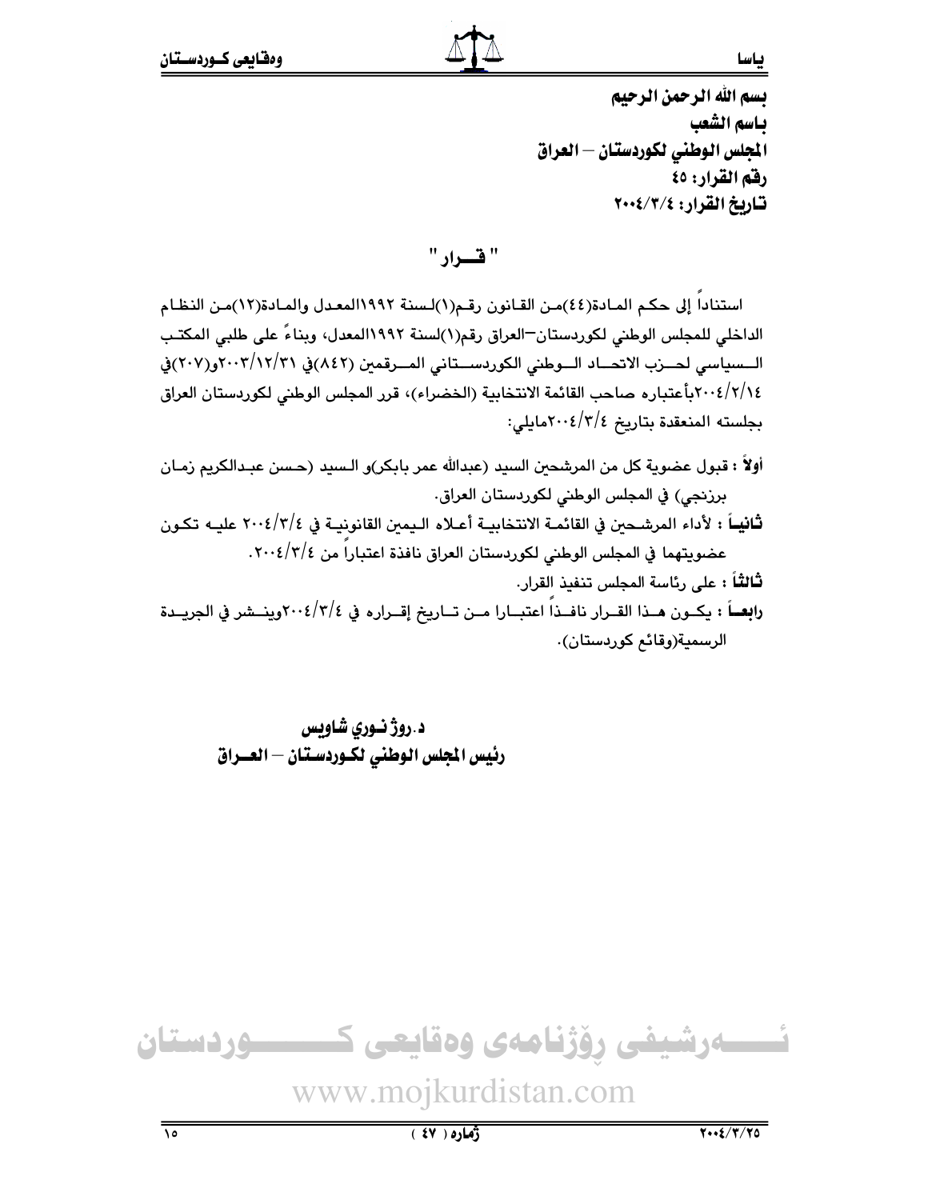بسم الله الرحمن الرحيم
باسم الشعب
المجلس الوطني لكوردستان – العراق
رقم القرار: ٤٥
تاريخ القرار: ٢٠٠٤/٣/٤

## " قـــرار "

استناداً إلى حكم المادة(٤٤)من القانون رقم(١)لسنة ١٩٩٢المعدل والمادة(١٢)من النظام الداخلي للمجلس الوطني لكوردستان–العراق رقم(١)لسنة ١٩٩٢المعدل، وبناءً على طلبي المكتب السياسي لحزب الاتحاد الوطني الكوردستاني المرقمين (٨٤٢)في ٢٠٠٣/١٢/٣١و(٢٠٧)في ٢٠٠٤/٢/١٤بأعتباره صاحب القائمة الانتخابية (الخضراء)، قرر المجلس الوطني لكوردستان العراق بجلسته المنعقدة بتاريخ ٢٠٠٤/٣/٤مايلي:

**أولاً :** قبول عضوية كل من المرشحين السيد (عبدالله عمر بابكر)و السيد (حسن عبدالكريم زمان برزنجي) في المجلس الوطني لكوردستان العراق.

**ثانياً :** لأداء المرشحين في القائمة الانتخابية أعلاه اليمين القانونية في ٢٠٠٤/٣/٤ عليه تكون عضويتهما في المجلس الوطني لكوردستان العراق نافذة اعتباراً من ٢٠٠٤/٣/٤.

**ثالثاً :** على رئاسة المجلس تنفيذ القرار.

**رابعاً :** يكون هذا القرار نافذاً اعتبارا من تاريخ إقراره في ٢٠٠٤/٣/٤وينشر في الجريدة الرسمية(وقائع كوردستان).

**د.روژ نوري شاويس**
**رئيس المجلس الوطني لكوردستان – العراق**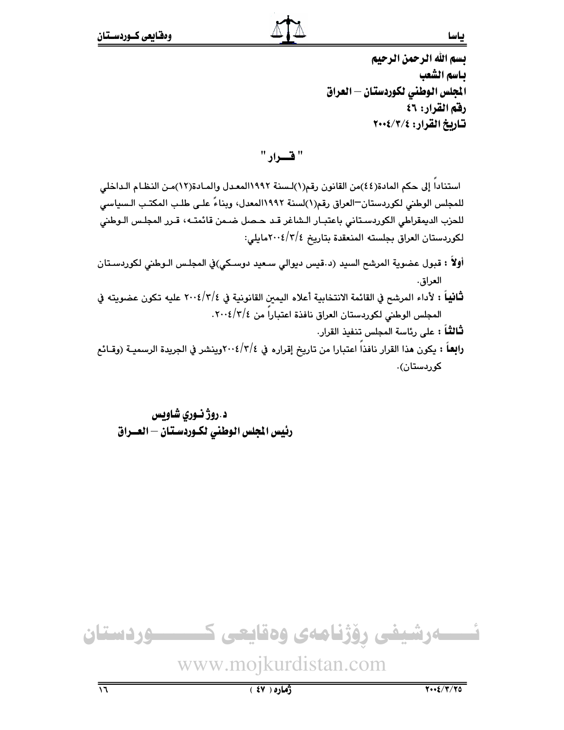بسم الله الرحمن الرحيم

باسم الشعب

المجلس الوطني لكوردستان – العراق

رقم القرار: ٤٦

تاريخ القرار: ٢٠٠٤/٣/٤

## " قــرار "

استناداً إلى حكم المادة(٤٤)من القانون رقم(١)لسنة ١٩٩٢المعدل والمادة(١٢)من النظام الداخلي للمجلس الوطني لكوردستان–العراق رقم(١)لسنة ١٩٩٢المعدل، وبناءً على طلب المكتب السياسي للحزب الديمقراطي الكوردستاني باعتبار الشاغر قد حصل ضمن قائمته، قرر المجلس الوطني لكوردستان العراق بجلسته المنعقدة بتاريخ ٢٠٠٤/٣/٤مايلي:

**أولاً :** قبول عضوية المرشح السيد (د.قيس ديوالي سعيد دوسكي)في المجلس الوطني لكوردستان العراق.

**ثانياً :** لأداء المرشح في القائمة الانتخابية أعلاه اليمين القانونية في ٢٠٠٤/٣/٤ عليه تكون عضويته في المجلس الوطني لكوردستان العراق نافذة اعتباراً من ٢٠٠٤/٣/٤.

**ثالثاً :** على رئاسة المجلس تنفيذ القرار.

**رابعاً :** يكون هذا القرار نافذاً اعتبارا من تاريخ إقراره في ٢٠٠٤/٣/٤وينشر في الجريدة الرسمية (وقائع كوردستان).

**د.روژ نوري شاويس**
**رئيس المجلس الوطني لكوردستان – العراق**